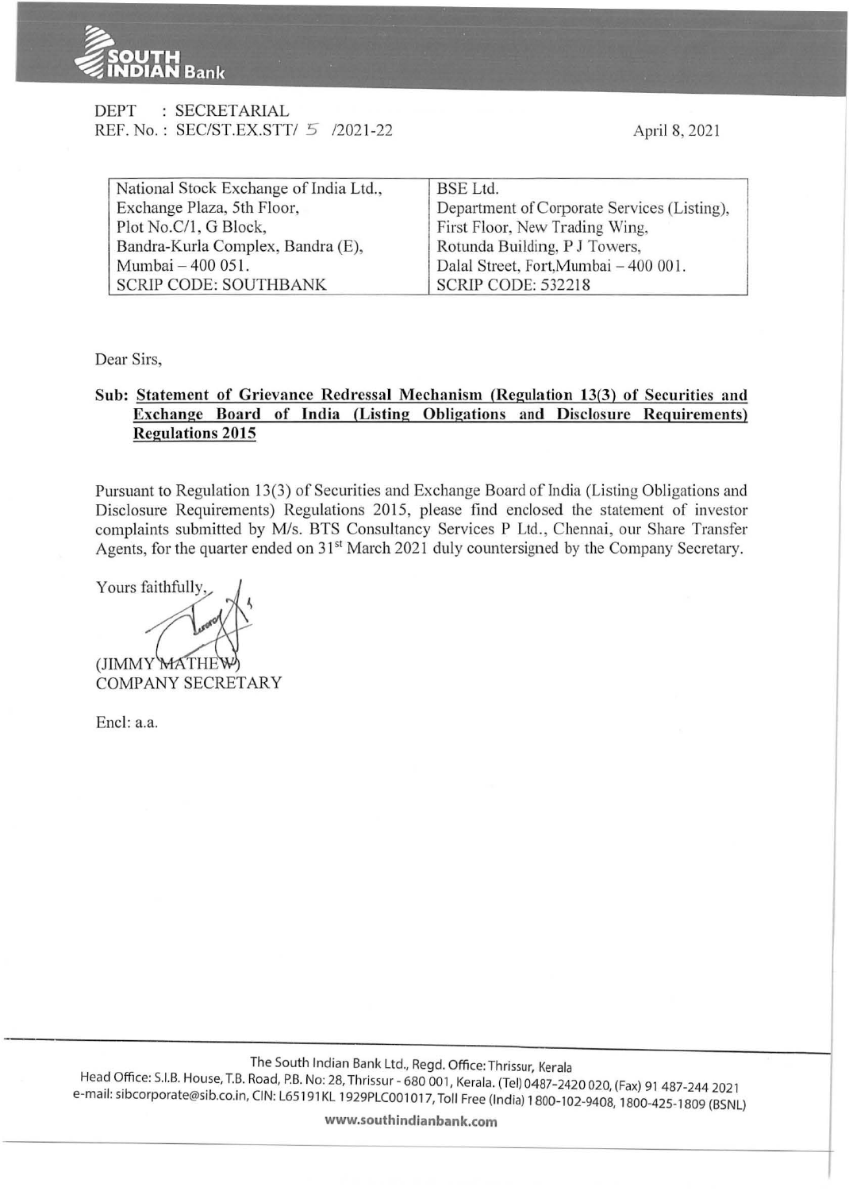DEPT : SECRETARIAL
REF. No. : SEC/ST.EX.STT/ 5 /2021-22

April 8, 2021

| National Stock Exchange of India Ltd., | BSE Ltd. |
|---|---|
| Exchange Plaza, 5th Floor, | Department of Corporate Services (Listing), |
| Plot No.C/1, G Block, | First Floor, New Trading Wing, |
| Bandra-Kurla Complex, Bandra (E), | Rotunda Building, P J Towers, |
| Mumbai – 400 051. | Dalal Street, Fort,Mumbai – 400 001. |
| SCRIP CODE: SOUTHBANK | SCRIP CODE: 532218 |

Dear Sirs,

**Sub: Statement of Grievance Redressal Mechanism (Regulation 13(3) of Securities and Exchange Board of India (Listing Obligations and Disclosure Requirements) Regulations 2015**

Pursuant to Regulation 13(3) of Securities and Exchange Board of India (Listing Obligations and Disclosure Requirements) Regulations 2015, please find enclosed the statement of investor complaints submitted by M/s. BTS Consultancy Services P Ltd., Chennai, our Share Transfer Agents, for the quarter ended on 31st March 2021 duly countersigned by the Company Secretary.

Yours faithfully,

(JIMMY MATHEW)
COMPANY SECRETARY

Encl: a.a.

The South Indian Bank Ltd., Regd. Office: Thrissur, Kerala
Head Office: S.I.B. House, T.B. Road, P.B. No: 28, Thrissur - 680 001, Kerala. (Tel) 0487-2420 020, (Fax) 91 487-244 2021
e-mail: sibcorporate@sib.co.in, CIN: L65191KL1929PLC001017, Toll Free (India) 1800-102-9408, 1800-425-1809 (BSNL)

www.southindianbank.com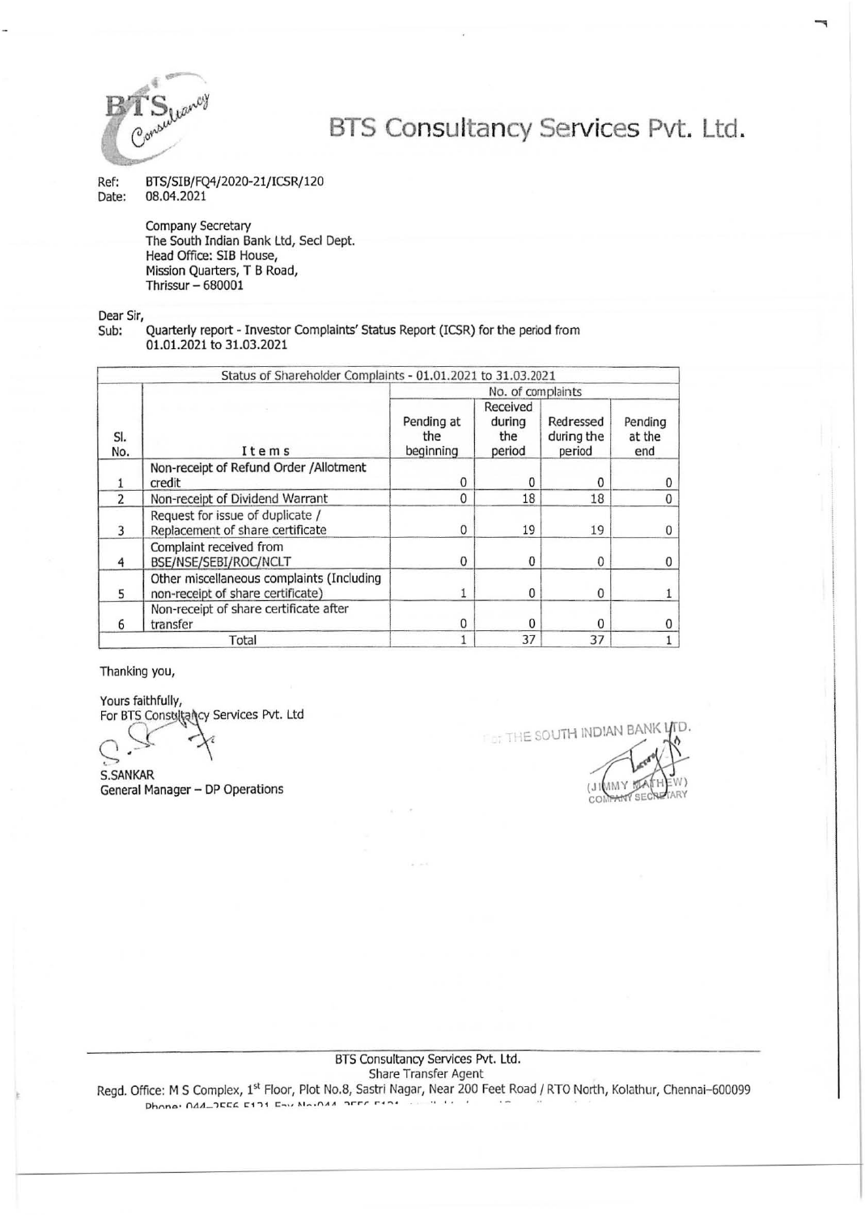# BTS Consultancy Services Pvt. Ltd.

Ref: BTS/SIB/FQ4/2020-21/ICSR/120
Date: 08.04.2021

Company Secretary
The South Indian Bank Ltd, Secl Dept.
Head Office: SIB House,
Mission Quarters, T B Road,
Thrissur – 680001

Dear Sir,

Sub: Quarterly report - Investor Complaints' Status Report (ICSR) for the period from 01.01.2021 to 31.03.2021

| Status of Shareholder Complaints - 01.01.2021 to 31.03.2021 | | | | | |
|---|---|---|---|---|---|
| | | No. of complaints | | | |
| Sl. No. | Items | Pending at the beginning | Received during the period | Redressed during the period | Pending at the end |
| 1 | Non-receipt of Refund Order /Allotment credit | 0 | 0 | 0 | 0 |
| 2 | Non-receipt of Dividend Warrant | 0 | 18 | 18 | 0 |
| 3 | Request for issue of duplicate / Replacement of share certificate | 0 | 19 | 19 | 0 |
| 4 | Complaint received from BSE/NSE/SEBI/ROC/NCLT | 0 | 0 | 0 | 0 |
| 5 | Other miscellaneous complaints (Including non-receipt of share certificate) | 1 | 0 | 0 | 1 |
| 6 | Non-receipt of share certificate after transfer | 0 | 0 | 0 | 0 |
| | Total | 1 | 37 | 37 | 1 |

Thanking you,

Yours faithfully,
For BTS Consultancy Services Pvt. Ltd

S.SANKAR
General Manager – DP Operations

For THE SOUTH INDIAN BANK LTD.

(JIMMY MATHEW)
COMPANY SECRETARY

BTS Consultancy Services Pvt. Ltd.
Share Transfer Agent
Regd. Office: M S Complex, 1st Floor, Plot No.8, Sastri Nagar, Near 200 Feet Road / RTO North, Kolathur, Chennai–600099